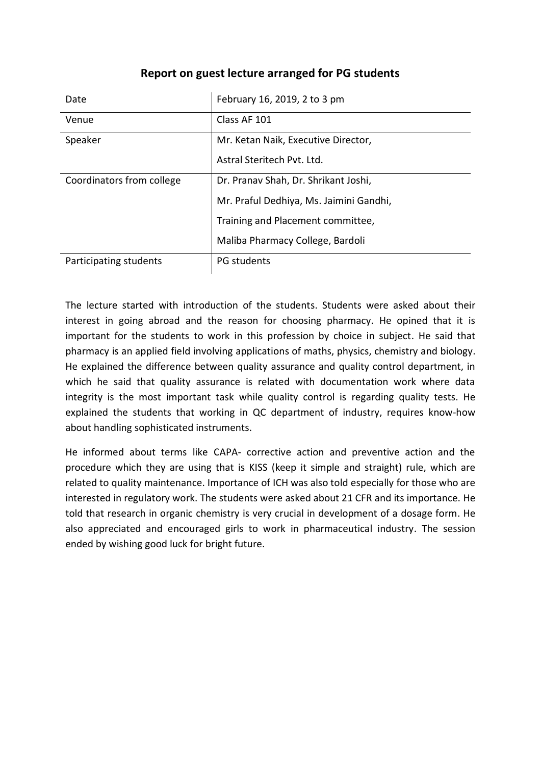## Report on guest lecture arranged for PG students

| | |
|---|---|
| Date | February 16, 2019, 2 to 3 pm |
| Venue | Class AF 101 |
| Speaker | Mr. Ketan Naik, Executive Director,<br>Astral Steritech Pvt. Ltd. |
| Coordinators from college | Dr. Pranav Shah, Dr. Shrikant Joshi,<br>Mr. Praful Dedhiya, Ms. Jaimini Gandhi,<br>Training and Placement committee,<br>Maliba Pharmacy College, Bardoli |
| Participating students | PG students |

The lecture started with introduction of the students. Students were asked about their interest in going abroad and the reason for choosing pharmacy. He opined that it is important for the students to work in this profession by choice in subject. He said that pharmacy is an applied field involving applications of maths, physics, chemistry and biology. He explained the difference between quality assurance and quality control department, in which he said that quality assurance is related with documentation work where data integrity is the most important task while quality control is regarding quality tests. He explained the students that working in QC department of industry, requires know-how about handling sophisticated instruments.

He informed about terms like CAPA- corrective action and preventive action and the procedure which they are using that is KISS (keep it simple and straight) rule, which are related to quality maintenance. Importance of ICH was also told especially for those who are interested in regulatory work. The students were asked about 21 CFR and its importance. He told that research in organic chemistry is very crucial in development of a dosage form. He also appreciated and encouraged girls to work in pharmaceutical industry. The session ended by wishing good luck for bright future.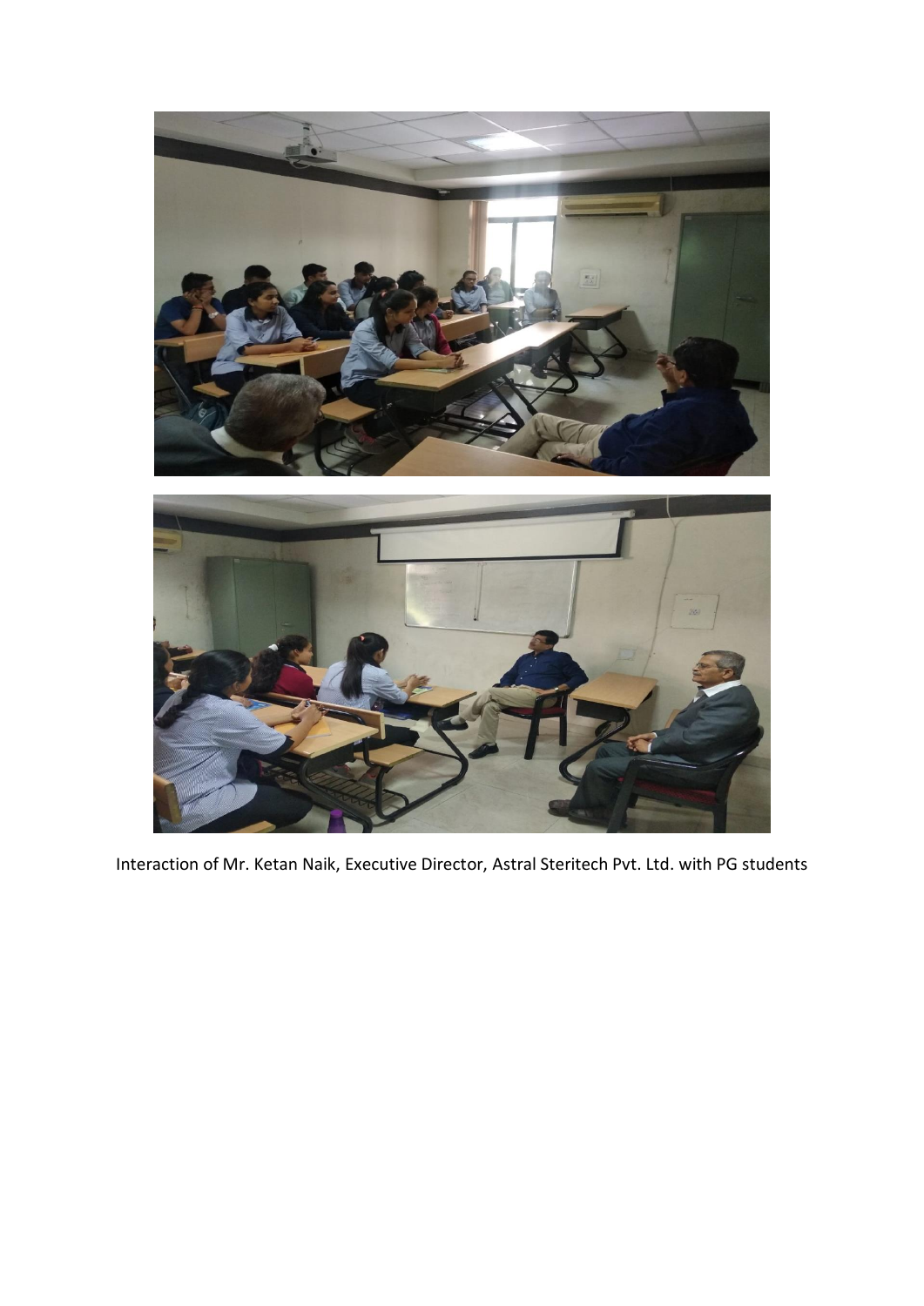Interaction of Mr. Ketan Naik, Executive Director, Astral Steritech Pvt. Ltd. with PG students